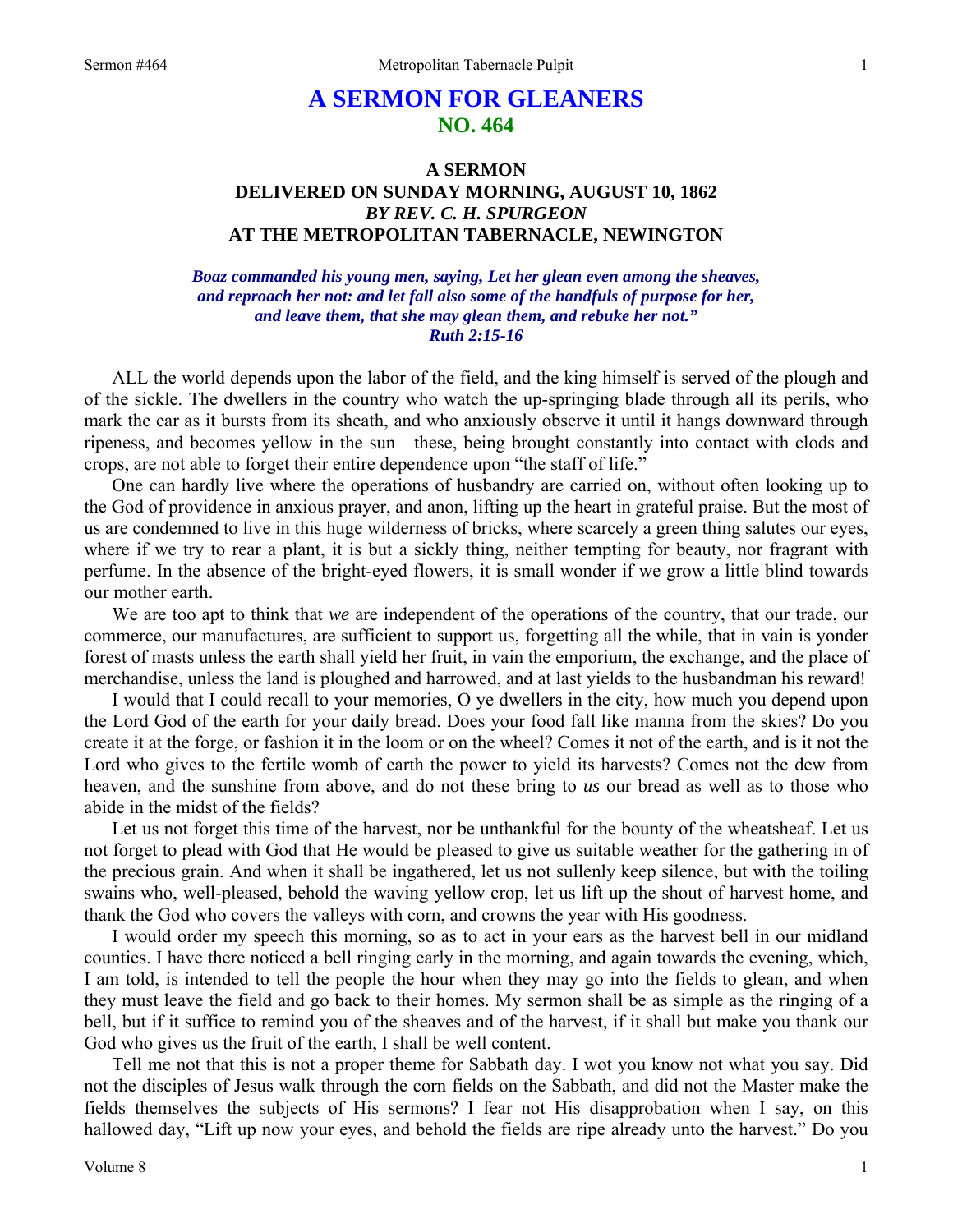# A SERMON FOR GLEANERS
## NO. 464

### A SERMON
### DELIVERED ON SUNDAY MORNING, AUGUST 10, 1862
### *BY REV. C. H. SPURGEON*
### AT THE METROPOLITAN TABERNACLE, NEWINGTON

***Boaz commanded his young men, saying, Let her glean even among the sheaves, and reproach her not: and let fall also some of the handfuls of purpose for her, and leave them, that she may glean them, and rebuke her not."***
***Ruth 2:15-16***

ALL the world depends upon the labor of the field, and the king himself is served of the plough and of the sickle. The dwellers in the country who watch the up-springing blade through all its perils, who mark the ear as it bursts from its sheath, and who anxiously observe it until it hangs downward through ripeness, and becomes yellow in the sun—these, being brought constantly into contact with clods and crops, are not able to forget their entire dependence upon "the staff of life."

One can hardly live where the operations of husbandry are carried on, without often looking up to the God of providence in anxious prayer, and anon, lifting up the heart in grateful praise. But the most of us are condemned to live in this huge wilderness of bricks, where scarcely a green thing salutes our eyes, where if we try to rear a plant, it is but a sickly thing, neither tempting for beauty, nor fragrant with perfume. In the absence of the bright-eyed flowers, it is small wonder if we grow a little blind towards our mother earth.

We are too apt to think that *we* are independent of the operations of the country, that our trade, our commerce, our manufactures, are sufficient to support us, forgetting all the while, that in vain is yonder forest of masts unless the earth shall yield her fruit, in vain the emporium, the exchange, and the place of merchandise, unless the land is ploughed and harrowed, and at last yields to the husbandman his reward!

I would that I could recall to your memories, O ye dwellers in the city, how much you depend upon the Lord God of the earth for your daily bread. Does your food fall like manna from the skies? Do you create it at the forge, or fashion it in the loom or on the wheel? Comes it not of the earth, and is it not the Lord who gives to the fertile womb of earth the power to yield its harvests? Comes not the dew from heaven, and the sunshine from above, and do not these bring to *us* our bread as well as to those who abide in the midst of the fields?

Let us not forget this time of the harvest, nor be unthankful for the bounty of the wheatsheaf. Let us not forget to plead with God that He would be pleased to give us suitable weather for the gathering in of the precious grain. And when it shall be ingathered, let us not sullenly keep silence, but with the toiling swains who, well-pleased, behold the waving yellow crop, let us lift up the shout of harvest home, and thank the God who covers the valleys with corn, and crowns the year with His goodness.

I would order my speech this morning, so as to act in your ears as the harvest bell in our midland counties. I have there noticed a bell ringing early in the morning, and again towards the evening, which, I am told, is intended to tell the people the hour when they may go into the fields to glean, and when they must leave the field and go back to their homes. My sermon shall be as simple as the ringing of a bell, but if it suffice to remind you of the sheaves and of the harvest, if it shall but make you thank our God who gives us the fruit of the earth, I shall be well content.

Tell me not that this is not a proper theme for Sabbath day. I wot you know not what you say. Did not the disciples of Jesus walk through the corn fields on the Sabbath, and did not the Master make the fields themselves the subjects of His sermons? I fear not His disapprobation when I say, on this hallowed day, "Lift up now your eyes, and behold the fields are ripe already unto the harvest." Do you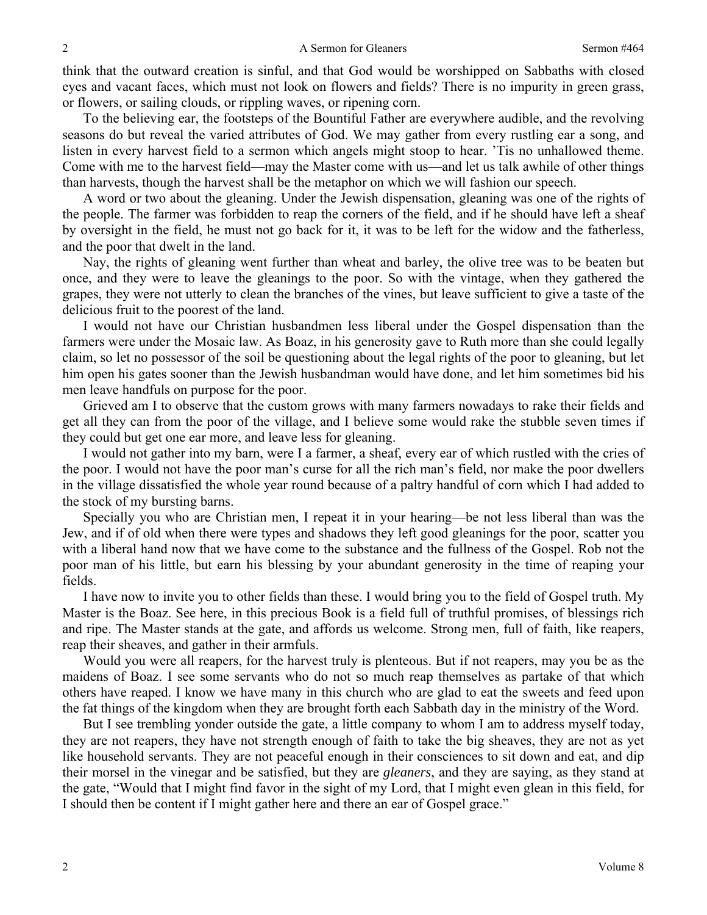think that the outward creation is sinful, and that God would be worshipped on Sabbaths with closed eyes and vacant faces, which must not look on flowers and fields? There is no impurity in green grass, or flowers, or sailing clouds, or rippling waves, or ripening corn.

To the believing ear, the footsteps of the Bountiful Father are everywhere audible, and the revolving seasons do but reveal the varied attributes of God. We may gather from every rustling ear a song, and listen in every harvest field to a sermon which angels might stoop to hear. 'Tis no unhallowed theme. Come with me to the harvest field—may the Master come with us—and let us talk awhile of other things than harvests, though the harvest shall be the metaphor on which we will fashion our speech.

A word or two about the gleaning. Under the Jewish dispensation, gleaning was one of the rights of the people. The farmer was forbidden to reap the corners of the field, and if he should have left a sheaf by oversight in the field, he must not go back for it, it was to be left for the widow and the fatherless, and the poor that dwelt in the land.

Nay, the rights of gleaning went further than wheat and barley, the olive tree was to be beaten but once, and they were to leave the gleanings to the poor. So with the vintage, when they gathered the grapes, they were not utterly to clean the branches of the vines, but leave sufficient to give a taste of the delicious fruit to the poorest of the land.

I would not have our Christian husbandmen less liberal under the Gospel dispensation than the farmers were under the Mosaic law. As Boaz, in his generosity gave to Ruth more than she could legally claim, so let no possessor of the soil be questioning about the legal rights of the poor to gleaning, but let him open his gates sooner than the Jewish husbandman would have done, and let him sometimes bid his men leave handfuls on purpose for the poor.

Grieved am I to observe that the custom grows with many farmers nowadays to rake their fields and get all they can from the poor of the village, and I believe some would rake the stubble seven times if they could but get one ear more, and leave less for gleaning.

I would not gather into my barn, were I a farmer, a sheaf, every ear of which rustled with the cries of the poor. I would not have the poor man's curse for all the rich man's field, nor make the poor dwellers in the village dissatisfied the whole year round because of a paltry handful of corn which I had added to the stock of my bursting barns.

Specially you who are Christian men, I repeat it in your hearing—be not less liberal than was the Jew, and if of old when there were types and shadows they left good gleanings for the poor, scatter you with a liberal hand now that we have come to the substance and the fullness of the Gospel. Rob not the poor man of his little, but earn his blessing by your abundant generosity in the time of reaping your fields.

I have now to invite you to other fields than these. I would bring you to the field of Gospel truth. My Master is the Boaz. See here, in this precious Book is a field full of truthful promises, of blessings rich and ripe. The Master stands at the gate, and affords us welcome. Strong men, full of faith, like reapers, reap their sheaves, and gather in their armfuls.

Would you were all reapers, for the harvest truly is plenteous. But if not reapers, may you be as the maidens of Boaz. I see some servants who do not so much reap themselves as partake of that which others have reaped. I know we have many in this church who are glad to eat the sweets and feed upon the fat things of the kingdom when they are brought forth each Sabbath day in the ministry of the Word.

But I see trembling yonder outside the gate, a little company to whom I am to address myself today, they are not reapers, they have not strength enough of faith to take the big sheaves, they are not as yet like household servants. They are not peaceful enough in their consciences to sit down and eat, and dip their morsel in the vinegar and be satisfied, but they are *gleaners*, and they are saying, as they stand at the gate, "Would that I might find favor in the sight of my Lord, that I might even glean in this field, for I should then be content if I might gather here and there an ear of Gospel grace."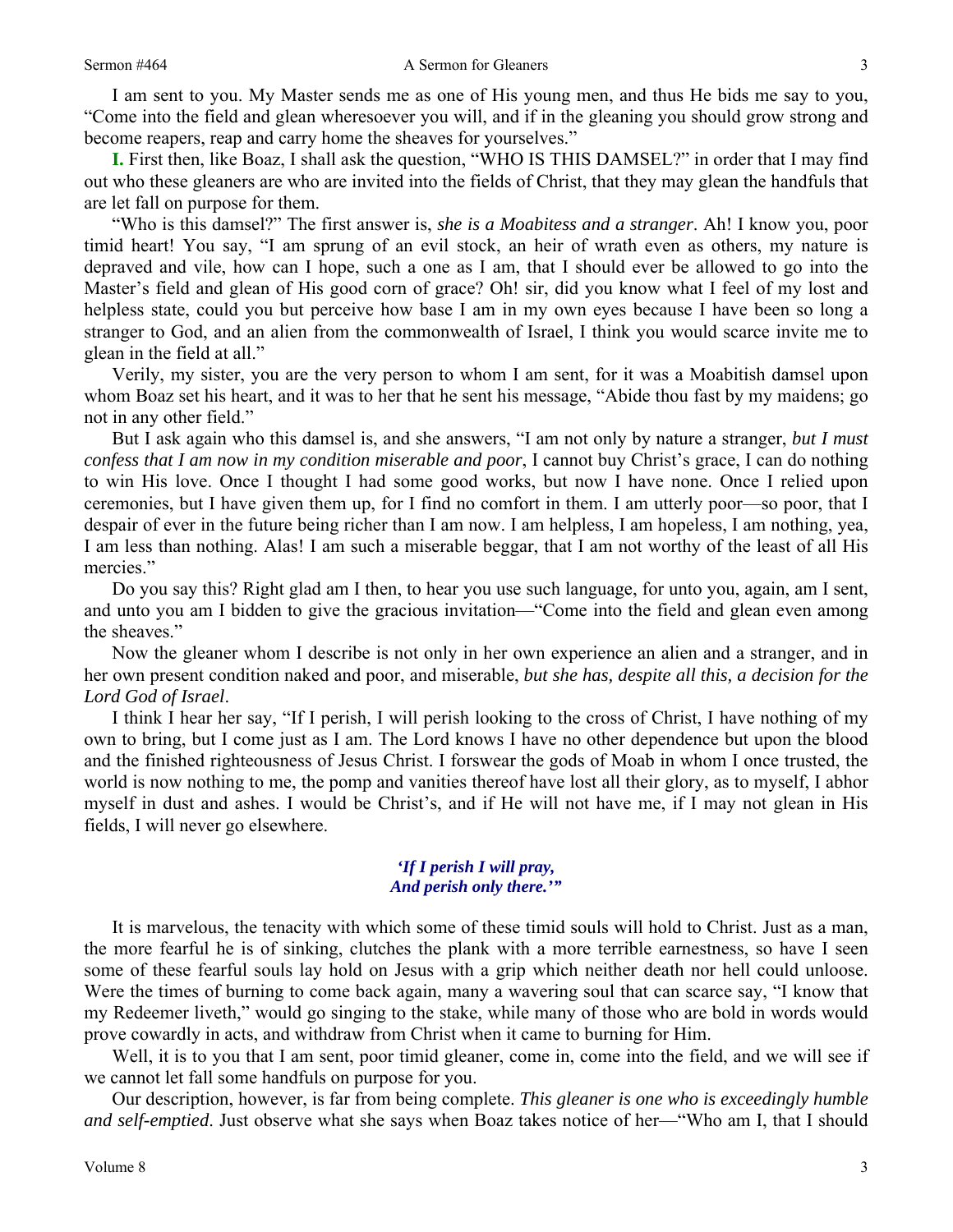I am sent to you. My Master sends me as one of His young men, and thus He bids me say to you, "Come into the field and glean wheresoever you will, and if in the gleaning you should grow strong and become reapers, reap and carry home the sheaves for yourselves."

**I.** First then, like Boaz, I shall ask the question, "WHO IS THIS DAMSEL?" in order that I may find out who these gleaners are who are invited into the fields of Christ, that they may glean the handfuls that are let fall on purpose for them.

"Who is this damsel?" The first answer is, *she is a Moabitess and a stranger*. Ah! I know you, poor timid heart! You say, "I am sprung of an evil stock, an heir of wrath even as others, my nature is depraved and vile, how can I hope, such a one as I am, that I should ever be allowed to go into the Master's field and glean of His good corn of grace? Oh! sir, did you know what I feel of my lost and helpless state, could you but perceive how base I am in my own eyes because I have been so long a stranger to God, and an alien from the commonwealth of Israel, I think you would scarce invite me to glean in the field at all."

Verily, my sister, you are the very person to whom I am sent, for it was a Moabitish damsel upon whom Boaz set his heart, and it was to her that he sent his message, "Abide thou fast by my maidens; go not in any other field."

But I ask again who this damsel is, and she answers, "I am not only by nature a stranger, *but I must confess that I am now in my condition miserable and poor*, I cannot buy Christ's grace, I can do nothing to win His love. Once I thought I had some good works, but now I have none. Once I relied upon ceremonies, but I have given them up, for I find no comfort in them. I am utterly poor—so poor, that I despair of ever in the future being richer than I am now. I am helpless, I am hopeless, I am nothing, yea, I am less than nothing. Alas! I am such a miserable beggar, that I am not worthy of the least of all His mercies."

Do you say this? Right glad am I then, to hear you use such language, for unto you, again, am I sent, and unto you am I bidden to give the gracious invitation—"Come into the field and glean even among the sheaves."

Now the gleaner whom I describe is not only in her own experience an alien and a stranger, and in her own present condition naked and poor, and miserable, *but she has, despite all this, a decision for the Lord God of Israel*.

I think I hear her say, "If I perish, I will perish looking to the cross of Christ, I have nothing of my own to bring, but I come just as I am. The Lord knows I have no other dependence but upon the blood and the finished righteousness of Jesus Christ. I forswear the gods of Moab in whom I once trusted, the world is now nothing to me, the pomp and vanities thereof have lost all their glory, as to myself, I abhor myself in dust and ashes. I would be Christ's, and if He will not have me, if I may not glean in His fields, I will never go elsewhere.

*'If I perish I will pray,*
*And perish only there.'"*

It is marvelous, the tenacity with which some of these timid souls will hold to Christ. Just as a man, the more fearful he is of sinking, clutches the plank with a more terrible earnestness, so have I seen some of these fearful souls lay hold on Jesus with a grip which neither death nor hell could unloose. Were the times of burning to come back again, many a wavering soul that can scarce say, "I know that my Redeemer liveth," would go singing to the stake, while many of those who are bold in words would prove cowardly in acts, and withdraw from Christ when it came to burning for Him.

Well, it is to you that I am sent, poor timid gleaner, come in, come into the field, and we will see if we cannot let fall some handfuls on purpose for you.

Our description, however, is far from being complete. *This gleaner is one who is exceedingly humble and self-emptied*. Just observe what she says when Boaz takes notice of her—"Who am I, that I should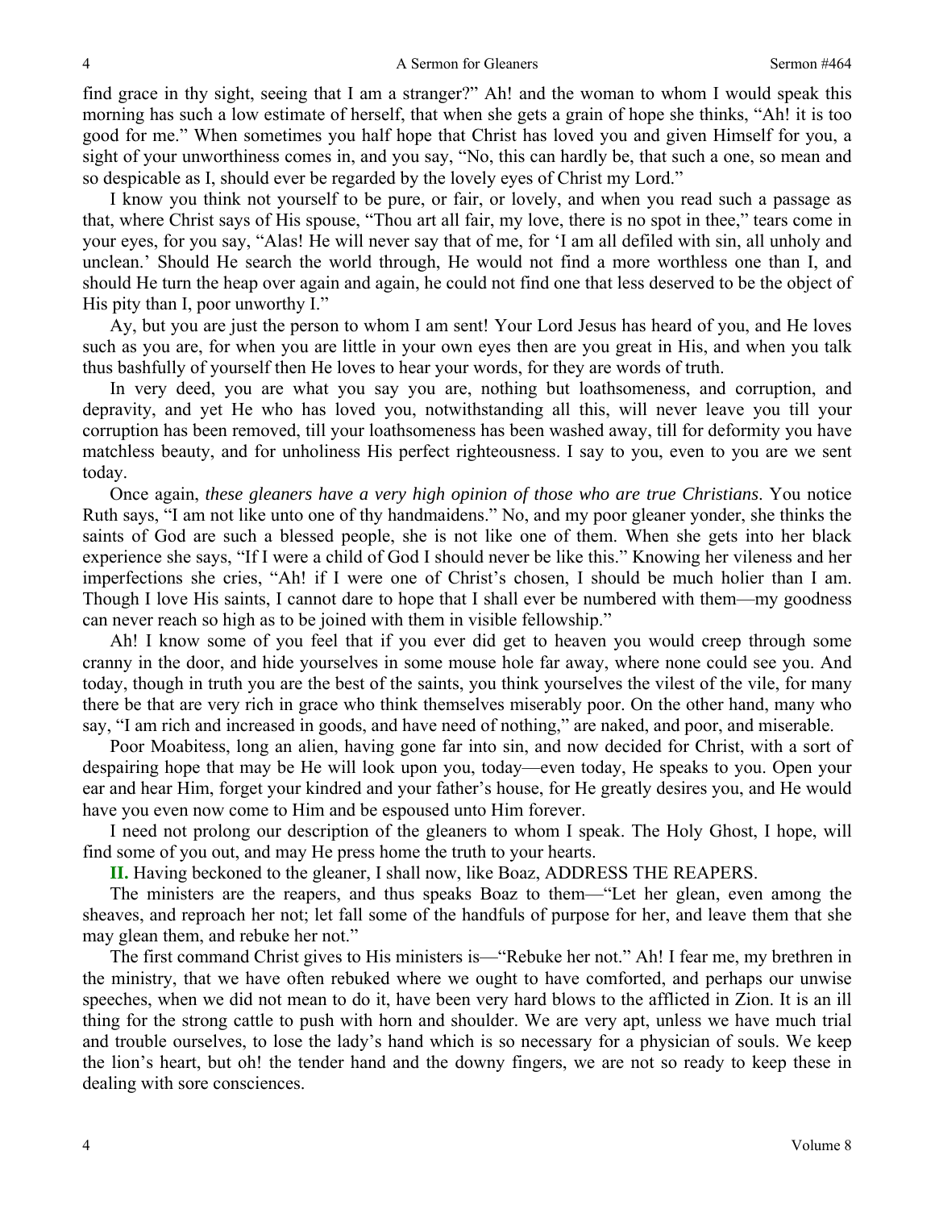find grace in thy sight, seeing that I am a stranger?" Ah! and the woman to whom I would speak this morning has such a low estimate of herself, that when she gets a grain of hope she thinks, "Ah! it is too good for me." When sometimes you half hope that Christ has loved you and given Himself for you, a sight of your unworthiness comes in, and you say, "No, this can hardly be, that such a one, so mean and so despicable as I, should ever be regarded by the lovely eyes of Christ my Lord."

I know you think not yourself to be pure, or fair, or lovely, and when you read such a passage as that, where Christ says of His spouse, "Thou art all fair, my love, there is no spot in thee," tears come in your eyes, for you say, "Alas! He will never say that of me, for 'I am all defiled with sin, all unholy and unclean.' Should He search the world through, He would not find a more worthless one than I, and should He turn the heap over again and again, he could not find one that less deserved to be the object of His pity than I, poor unworthy I."

Ay, but you are just the person to whom I am sent! Your Lord Jesus has heard of you, and He loves such as you are, for when you are little in your own eyes then are you great in His, and when you talk thus bashfully of yourself then He loves to hear your words, for they are words of truth.

In very deed, you are what you say you are, nothing but loathsomeness, and corruption, and depravity, and yet He who has loved you, notwithstanding all this, will never leave you till your corruption has been removed, till your loathsomeness has been washed away, till for deformity you have matchless beauty, and for unholiness His perfect righteousness. I say to you, even to you are we sent today.

Once again, *these gleaners have a very high opinion of those who are true Christians*. You notice Ruth says, "I am not like unto one of thy handmaidens." No, and my poor gleaner yonder, she thinks the saints of God are such a blessed people, she is not like one of them. When she gets into her black experience she says, "If I were a child of God I should never be like this." Knowing her vileness and her imperfections she cries, "Ah! if I were one of Christ's chosen, I should be much holier than I am. Though I love His saints, I cannot dare to hope that I shall ever be numbered with them—my goodness can never reach so high as to be joined with them in visible fellowship."

Ah! I know some of you feel that if you ever did get to heaven you would creep through some cranny in the door, and hide yourselves in some mouse hole far away, where none could see you. And today, though in truth you are the best of the saints, you think yourselves the vilest of the vile, for many there be that are very rich in grace who think themselves miserably poor. On the other hand, many who say, "I am rich and increased in goods, and have need of nothing," are naked, and poor, and miserable.

Poor Moabitess, long an alien, having gone far into sin, and now decided for Christ, with a sort of despairing hope that may be He will look upon you, today—even today, He speaks to you. Open your ear and hear Him, forget your kindred and your father's house, for He greatly desires you, and He would have you even now come to Him and be espoused unto Him forever.

I need not prolong our description of the gleaners to whom I speak. The Holy Ghost, I hope, will find some of you out, and may He press home the truth to your hearts.

**II.** Having beckoned to the gleaner, I shall now, like Boaz, ADDRESS THE REAPERS.

The ministers are the reapers, and thus speaks Boaz to them—"Let her glean, even among the sheaves, and reproach her not; let fall some of the handfuls of purpose for her, and leave them that she may glean them, and rebuke her not."

The first command Christ gives to His ministers is—"Rebuke her not." Ah! I fear me, my brethren in the ministry, that we have often rebuked where we ought to have comforted, and perhaps our unwise speeches, when we did not mean to do it, have been very hard blows to the afflicted in Zion. It is an ill thing for the strong cattle to push with horn and shoulder. We are very apt, unless we have much trial and trouble ourselves, to lose the lady's hand which is so necessary for a physician of souls. We keep the lion's heart, but oh! the tender hand and the downy fingers, we are not so ready to keep these in dealing with sore consciences.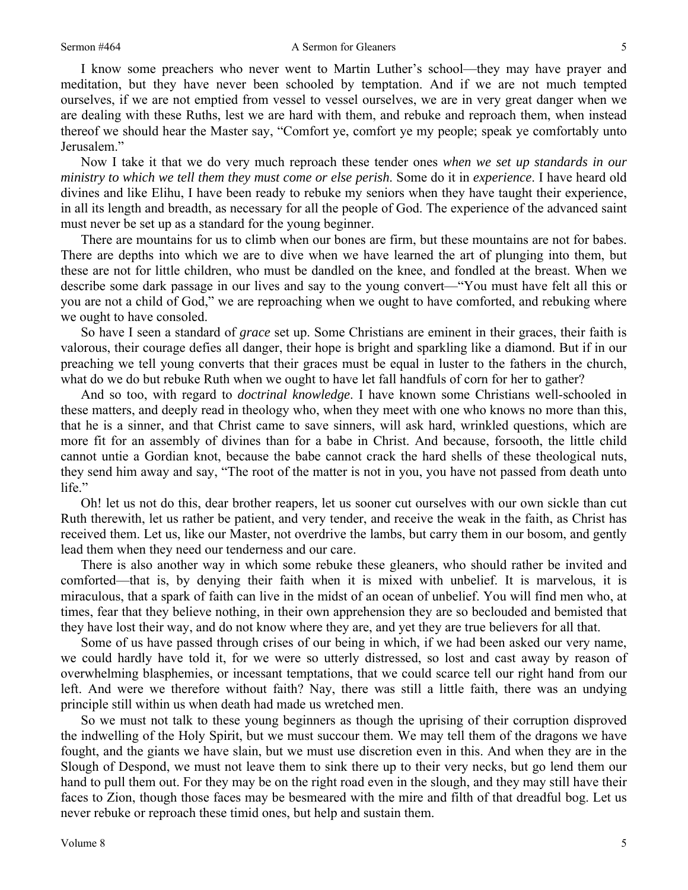I know some preachers who never went to Martin Luther's school—they may have prayer and meditation, but they have never been schooled by temptation. And if we are not much tempted ourselves, if we are not emptied from vessel to vessel ourselves, we are in very great danger when we are dealing with these Ruths, lest we are hard with them, and rebuke and reproach them, when instead thereof we should hear the Master say, "Comfort ye, comfort ye my people; speak ye comfortably unto Jerusalem."

Now I take it that we do very much reproach these tender ones *when we set up standards in our ministry to which we tell them they must come or else perish.* Some do it in *experience*. I have heard old divines and like Elihu, I have been ready to rebuke my seniors when they have taught their experience, in all its length and breadth, as necessary for all the people of God. The experience of the advanced saint must never be set up as a standard for the young beginner.

There are mountains for us to climb when our bones are firm, but these mountains are not for babes. There are depths into which we are to dive when we have learned the art of plunging into them, but these are not for little children, who must be dandled on the knee, and fondled at the breast. When we describe some dark passage in our lives and say to the young convert—"You must have felt all this or you are not a child of God," we are reproaching when we ought to have comforted, and rebuking where we ought to have consoled.

So have I seen a standard of *grace* set up. Some Christians are eminent in their graces, their faith is valorous, their courage defies all danger, their hope is bright and sparkling like a diamond. But if in our preaching we tell young converts that their graces must be equal in luster to the fathers in the church, what do we do but rebuke Ruth when we ought to have let fall handfuls of corn for her to gather?

And so too, with regard to *doctrinal knowledge*. I have known some Christians well-schooled in these matters, and deeply read in theology who, when they meet with one who knows no more than this, that he is a sinner, and that Christ came to save sinners, will ask hard, wrinkled questions, which are more fit for an assembly of divines than for a babe in Christ. And because, forsooth, the little child cannot untie a Gordian knot, because the babe cannot crack the hard shells of these theological nuts, they send him away and say, "The root of the matter is not in you, you have not passed from death unto life."

Oh! let us not do this, dear brother reapers, let us sooner cut ourselves with our own sickle than cut Ruth therewith, let us rather be patient, and very tender, and receive the weak in the faith, as Christ has received them. Let us, like our Master, not overdrive the lambs, but carry them in our bosom, and gently lead them when they need our tenderness and our care.

There is also another way in which some rebuke these gleaners, who should rather be invited and comforted—that is, by denying their faith when it is mixed with unbelief. It is marvelous, it is miraculous, that a spark of faith can live in the midst of an ocean of unbelief. You will find men who, at times, fear that they believe nothing, in their own apprehension they are so beclouded and bemisted that they have lost their way, and do not know where they are, and yet they are true believers for all that.

Some of us have passed through crises of our being in which, if we had been asked our very name, we could hardly have told it, for we were so utterly distressed, so lost and cast away by reason of overwhelming blasphemies, or incessant temptations, that we could scarce tell our right hand from our left. And were we therefore without faith? Nay, there was still a little faith, there was an undying principle still within us when death had made us wretched men.

So we must not talk to these young beginners as though the uprising of their corruption disproved the indwelling of the Holy Spirit, but we must succour them. We may tell them of the dragons we have fought, and the giants we have slain, but we must use discretion even in this. And when they are in the Slough of Despond, we must not leave them to sink there up to their very necks, but go lend them our hand to pull them out. For they may be on the right road even in the slough, and they may still have their faces to Zion, though those faces may be besmeared with the mire and filth of that dreadful bog. Let us never rebuke or reproach these timid ones, but help and sustain them.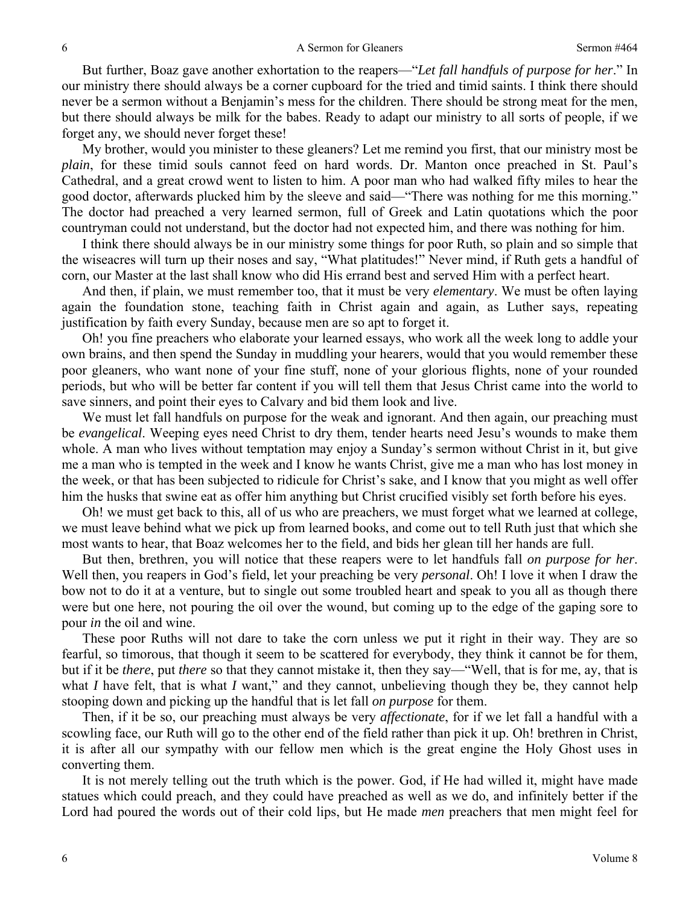But further, Boaz gave another exhortation to the reapers—"*Let fall handfuls of purpose for her*." In our ministry there should always be a corner cupboard for the tried and timid saints. I think there should never be a sermon without a Benjamin's mess for the children. There should be strong meat for the men, but there should always be milk for the babes. Ready to adapt our ministry to all sorts of people, if we forget any, we should never forget these!

My brother, would you minister to these gleaners? Let me remind you first, that our ministry most be *plain*, for these timid souls cannot feed on hard words. Dr. Manton once preached in St. Paul's Cathedral, and a great crowd went to listen to him. A poor man who had walked fifty miles to hear the good doctor, afterwards plucked him by the sleeve and said—"There was nothing for me this morning." The doctor had preached a very learned sermon, full of Greek and Latin quotations which the poor countryman could not understand, but the doctor had not expected him, and there was nothing for him.

I think there should always be in our ministry some things for poor Ruth, so plain and so simple that the wiseacres will turn up their noses and say, "What platitudes!" Never mind, if Ruth gets a handful of corn, our Master at the last shall know who did His errand best and served Him with a perfect heart.

And then, if plain, we must remember too, that it must be very *elementary*. We must be often laying again the foundation stone, teaching faith in Christ again and again, as Luther says, repeating justification by faith every Sunday, because men are so apt to forget it.

Oh! you fine preachers who elaborate your learned essays, who work all the week long to addle your own brains, and then spend the Sunday in muddling your hearers, would that you would remember these poor gleaners, who want none of your fine stuff, none of your glorious flights, none of your rounded periods, but who will be better far content if you will tell them that Jesus Christ came into the world to save sinners, and point their eyes to Calvary and bid them look and live.

We must let fall handfuls on purpose for the weak and ignorant. And then again, our preaching must be *evangelical*. Weeping eyes need Christ to dry them, tender hearts need Jesu's wounds to make them whole. A man who lives without temptation may enjoy a Sunday's sermon without Christ in it, but give me a man who is tempted in the week and I know he wants Christ, give me a man who has lost money in the week, or that has been subjected to ridicule for Christ's sake, and I know that you might as well offer him the husks that swine eat as offer him anything but Christ crucified visibly set forth before his eyes.

Oh! we must get back to this, all of us who are preachers, we must forget what we learned at college, we must leave behind what we pick up from learned books, and come out to tell Ruth just that which she most wants to hear, that Boaz welcomes her to the field, and bids her glean till her hands are full.

But then, brethren, you will notice that these reapers were to let handfuls fall *on purpose for her*. Well then, you reapers in God's field, let your preaching be very *personal*. Oh! I love it when I draw the bow not to do it at a venture, but to single out some troubled heart and speak to you all as though there were but one here, not pouring the oil over the wound, but coming up to the edge of the gaping sore to pour *in* the oil and wine.

These poor Ruths will not dare to take the corn unless we put it right in their way. They are so fearful, so timorous, that though it seem to be scattered for everybody, they think it cannot be for them, but if it be *there*, put *there* so that they cannot mistake it, then they say—"Well, that is for me, ay, that is what *I* have felt, that is what *I* want," and they cannot, unbelieving though they be, they cannot help stooping down and picking up the handful that is let fall *on purpose* for them.

Then, if it be so, our preaching must always be very *affectionate*, for if we let fall a handful with a scowling face, our Ruth will go to the other end of the field rather than pick it up. Oh! brethren in Christ, it is after all our sympathy with our fellow men which is the great engine the Holy Ghost uses in converting them.

It is not merely telling out the truth which is the power. God, if He had willed it, might have made statues which could preach, and they could have preached as well as we do, and infinitely better if the Lord had poured the words out of their cold lips, but He made *men* preachers that men might feel for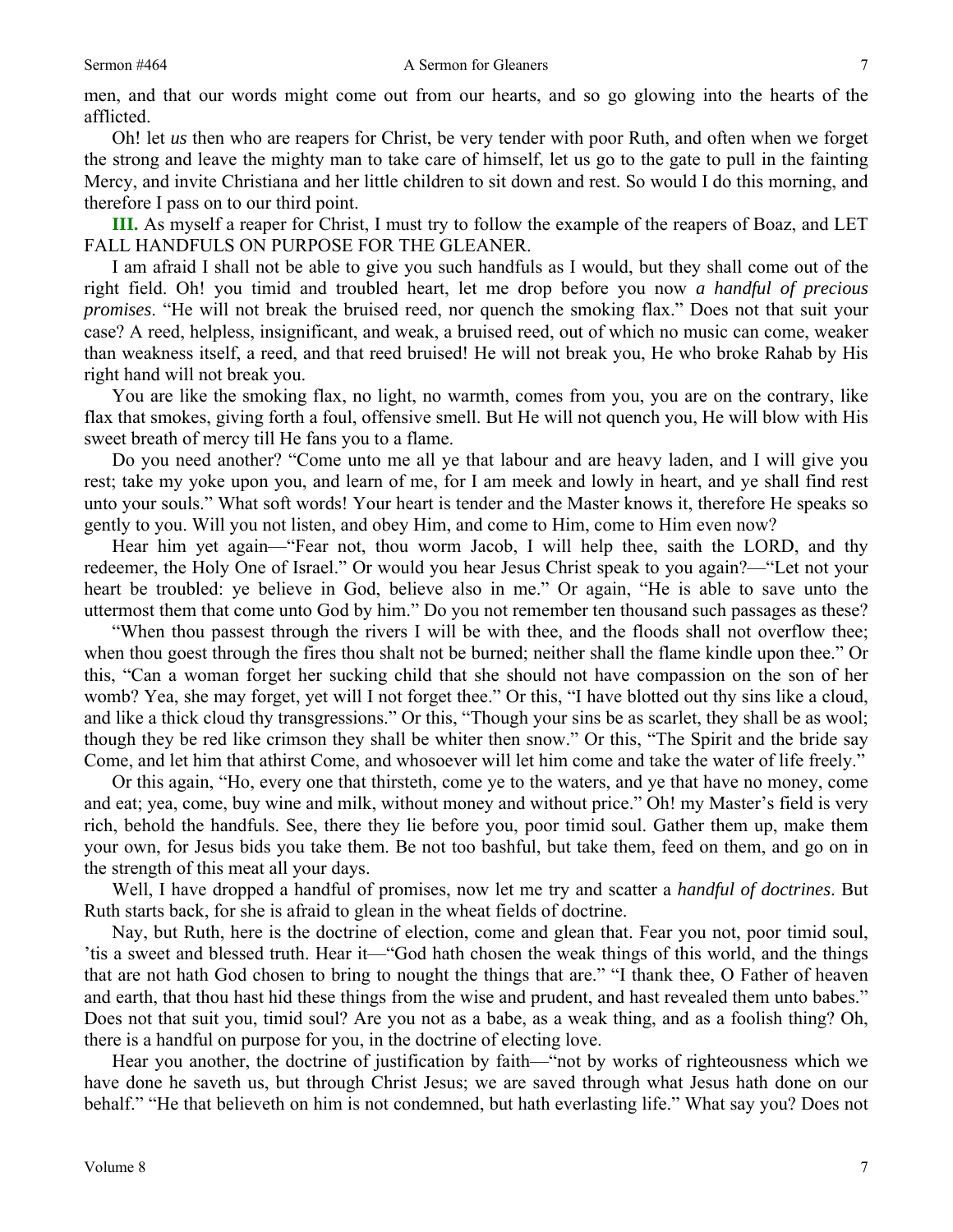men, and that our words might come out from our hearts, and so go glowing into the hearts of the afflicted.

Oh! let *us* then who are reapers for Christ, be very tender with poor Ruth, and often when we forget the strong and leave the mighty man to take care of himself, let us go to the gate to pull in the fainting Mercy, and invite Christiana and her little children to sit down and rest. So would I do this morning, and therefore I pass on to our third point.

**III.** As myself a reaper for Christ, I must try to follow the example of the reapers of Boaz, and LET FALL HANDFULS ON PURPOSE FOR THE GLEANER.

I am afraid I shall not be able to give you such handfuls as I would, but they shall come out of the right field. Oh! you timid and troubled heart, let me drop before you now *a handful of precious promises*. "He will not break the bruised reed, nor quench the smoking flax." Does not that suit your case? A reed, helpless, insignificant, and weak, a bruised reed, out of which no music can come, weaker than weakness itself, a reed, and that reed bruised! He will not break you, He who broke Rahab by His right hand will not break you.

You are like the smoking flax, no light, no warmth, comes from you, you are on the contrary, like flax that smokes, giving forth a foul, offensive smell. But He will not quench you, He will blow with His sweet breath of mercy till He fans you to a flame.

Do you need another? "Come unto me all ye that labour and are heavy laden, and I will give you rest; take my yoke upon you, and learn of me, for I am meek and lowly in heart, and ye shall find rest unto your souls." What soft words! Your heart is tender and the Master knows it, therefore He speaks so gently to you. Will you not listen, and obey Him, and come to Him, come to Him even now?

Hear him yet again—"Fear not, thou worm Jacob, I will help thee, saith the LORD, and thy redeemer, the Holy One of Israel." Or would you hear Jesus Christ speak to you again?—"Let not your heart be troubled: ye believe in God, believe also in me." Or again, "He is able to save unto the uttermost them that come unto God by him." Do you not remember ten thousand such passages as these?

"When thou passest through the rivers I will be with thee, and the floods shall not overflow thee; when thou goest through the fires thou shalt not be burned; neither shall the flame kindle upon thee." Or this, "Can a woman forget her sucking child that she should not have compassion on the son of her womb? Yea, she may forget, yet will I not forget thee." Or this, "I have blotted out thy sins like a cloud, and like a thick cloud thy transgressions." Or this, "Though your sins be as scarlet, they shall be as wool; though they be red like crimson they shall be whiter then snow." Or this, "The Spirit and the bride say Come, and let him that athirst Come, and whosoever will let him come and take the water of life freely."

Or this again, "Ho, every one that thirsteth, come ye to the waters, and ye that have no money, come and eat; yea, come, buy wine and milk, without money and without price." Oh! my Master's field is very rich, behold the handfuls. See, there they lie before you, poor timid soul. Gather them up, make them your own, for Jesus bids you take them. Be not too bashful, but take them, feed on them, and go on in the strength of this meat all your days.

Well, I have dropped a handful of promises, now let me try and scatter a *handful of doctrines*. But Ruth starts back, for she is afraid to glean in the wheat fields of doctrine.

Nay, but Ruth, here is the doctrine of election, come and glean that. Fear you not, poor timid soul, 'tis a sweet and blessed truth. Hear it—"God hath chosen the weak things of this world, and the things that are not hath God chosen to bring to nought the things that are." "I thank thee, O Father of heaven and earth, that thou hast hid these things from the wise and prudent, and hast revealed them unto babes." Does not that suit you, timid soul? Are you not as a babe, as a weak thing, and as a foolish thing? Oh, there is a handful on purpose for you, in the doctrine of electing love.

Hear you another, the doctrine of justification by faith—"not by works of righteousness which we have done he saveth us, but through Christ Jesus; we are saved through what Jesus hath done on our behalf." "He that believeth on him is not condemned, but hath everlasting life." What say you? Does not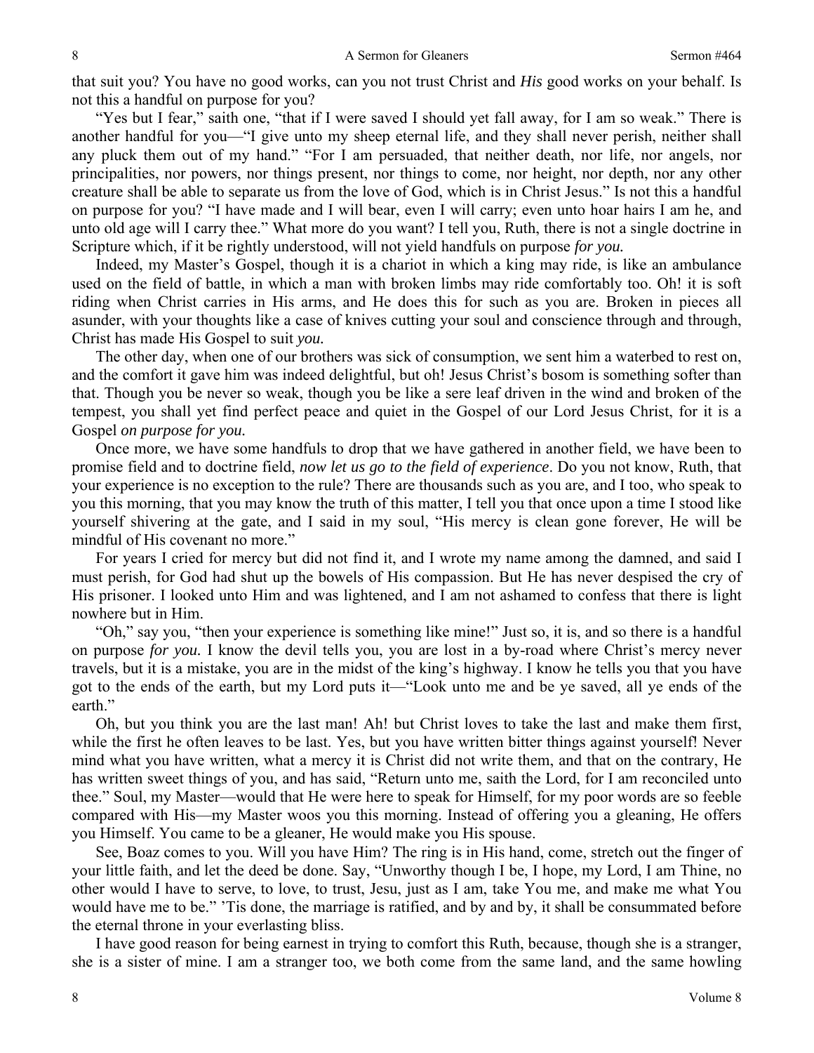that suit you? You have no good works, can you not trust Christ and *His* good works on your behalf. Is not this a handful on purpose for you?

"Yes but I fear," saith one, "that if I were saved I should yet fall away, for I am so weak." There is another handful for you—"I give unto my sheep eternal life, and they shall never perish, neither shall any pluck them out of my hand." "For I am persuaded, that neither death, nor life, nor angels, nor principalities, nor powers, nor things present, nor things to come, nor height, nor depth, nor any other creature shall be able to separate us from the love of God, which is in Christ Jesus." Is not this a handful on purpose for you? "I have made and I will bear, even I will carry; even unto hoar hairs I am he, and unto old age will I carry thee." What more do you want? I tell you, Ruth, there is not a single doctrine in Scripture which, if it be rightly understood, will not yield handfuls on purpose *for you.*

Indeed, my Master's Gospel, though it is a chariot in which a king may ride, is like an ambulance used on the field of battle, in which a man with broken limbs may ride comfortably too. Oh! it is soft riding when Christ carries in His arms, and He does this for such as you are. Broken in pieces all asunder, with your thoughts like a case of knives cutting your soul and conscience through and through, Christ has made His Gospel to suit *you.*

The other day, when one of our brothers was sick of consumption, we sent him a waterbed to rest on, and the comfort it gave him was indeed delightful, but oh! Jesus Christ's bosom is something softer than that. Though you be never so weak, though you be like a sere leaf driven in the wind and broken of the tempest, you shall yet find perfect peace and quiet in the Gospel of our Lord Jesus Christ, for it is a Gospel *on purpose for you.*

Once more, we have some handfuls to drop that we have gathered in another field, we have been to promise field and to doctrine field, *now let us go to the field of experience*. Do you not know, Ruth, that your experience is no exception to the rule? There are thousands such as you are, and I too, who speak to you this morning, that you may know the truth of this matter, I tell you that once upon a time I stood like yourself shivering at the gate, and I said in my soul, "His mercy is clean gone forever, He will be mindful of His covenant no more."

For years I cried for mercy but did not find it, and I wrote my name among the damned, and said I must perish, for God had shut up the bowels of His compassion. But He has never despised the cry of His prisoner. I looked unto Him and was lightened, and I am not ashamed to confess that there is light nowhere but in Him.

"Oh," say you, "then your experience is something like mine!" Just so, it is, and so there is a handful on purpose *for you.* I know the devil tells you, you are lost in a by-road where Christ's mercy never travels, but it is a mistake, you are in the midst of the king's highway. I know he tells you that you have got to the ends of the earth, but my Lord puts it—"Look unto me and be ye saved, all ye ends of the earth."

Oh, but you think you are the last man! Ah! but Christ loves to take the last and make them first, while the first he often leaves to be last. Yes, but you have written bitter things against yourself! Never mind what you have written, what a mercy it is Christ did not write them, and that on the contrary, He has written sweet things of you, and has said, "Return unto me, saith the Lord, for I am reconciled unto thee." Soul, my Master—would that He were here to speak for Himself, for my poor words are so feeble compared with His—my Master woos you this morning. Instead of offering you a gleaning, He offers you Himself. You came to be a gleaner, He would make you His spouse.

See, Boaz comes to you. Will you have Him? The ring is in His hand, come, stretch out the finger of your little faith, and let the deed be done. Say, "Unworthy though I be, I hope, my Lord, I am Thine, no other would I have to serve, to love, to trust, Jesu, just as I am, take You me, and make me what You would have me to be." 'Tis done, the marriage is ratified, and by and by, it shall be consummated before the eternal throne in your everlasting bliss.

I have good reason for being earnest in trying to comfort this Ruth, because, though she is a stranger, she is a sister of mine. I am a stranger too, we both come from the same land, and the same howling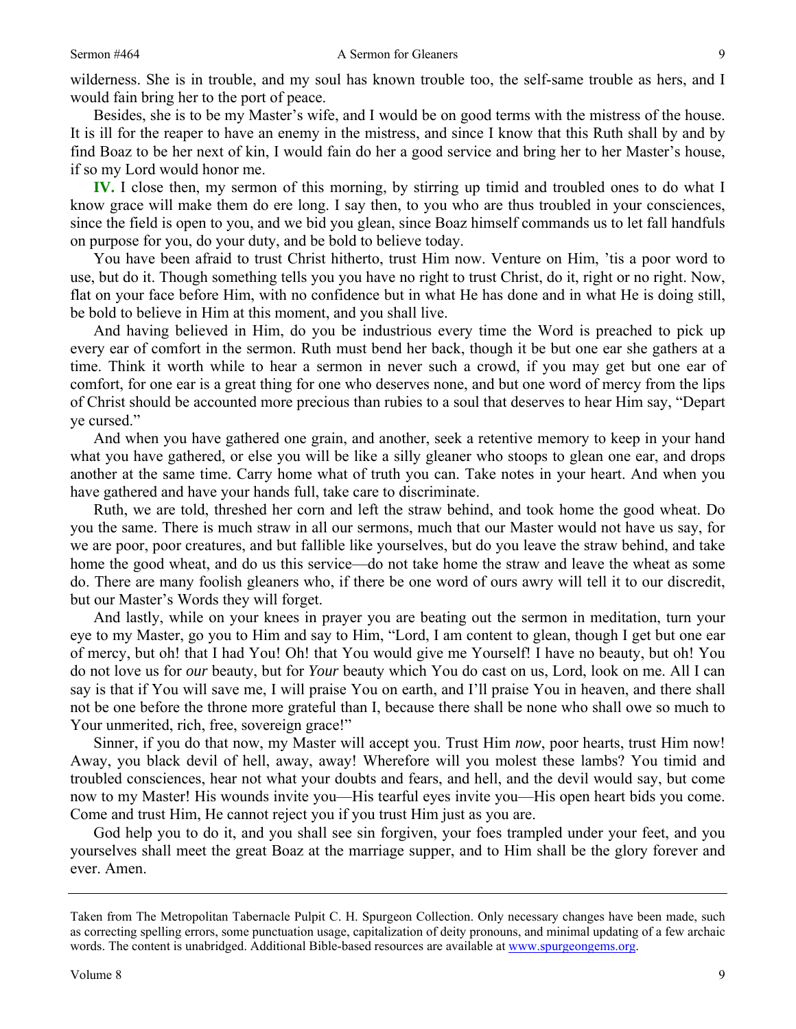wilderness. She is in trouble, and my soul has known trouble too, the self-same trouble as hers, and I would fain bring her to the port of peace.

Besides, she is to be my Master's wife, and I would be on good terms with the mistress of the house. It is ill for the reaper to have an enemy in the mistress, and since I know that this Ruth shall by and by find Boaz to be her next of kin, I would fain do her a good service and bring her to her Master's house, if so my Lord would honor me.

**IV.** I close then, my sermon of this morning, by stirring up timid and troubled ones to do what I know grace will make them do ere long. I say then, to you who are thus troubled in your consciences, since the field is open to you, and we bid you glean, since Boaz himself commands us to let fall handfuls on purpose for you, do your duty, and be bold to believe today.

You have been afraid to trust Christ hitherto, trust Him now. Venture on Him, 'tis a poor word to use, but do it. Though something tells you you have no right to trust Christ, do it, right or no right. Now, flat on your face before Him, with no confidence but in what He has done and in what He is doing still, be bold to believe in Him at this moment, and you shall live.

And having believed in Him, do you be industrious every time the Word is preached to pick up every ear of comfort in the sermon. Ruth must bend her back, though it be but one ear she gathers at a time. Think it worth while to hear a sermon in never such a crowd, if you may get but one ear of comfort, for one ear is a great thing for one who deserves none, and but one word of mercy from the lips of Christ should be accounted more precious than rubies to a soul that deserves to hear Him say, "Depart ye cursed."

And when you have gathered one grain, and another, seek a retentive memory to keep in your hand what you have gathered, or else you will be like a silly gleaner who stoops to glean one ear, and drops another at the same time. Carry home what of truth you can. Take notes in your heart. And when you have gathered and have your hands full, take care to discriminate.

Ruth, we are told, threshed her corn and left the straw behind, and took home the good wheat. Do you the same. There is much straw in all our sermons, much that our Master would not have us say, for we are poor, poor creatures, and but fallible like yourselves, but do you leave the straw behind, and take home the good wheat, and do us this service—do not take home the straw and leave the wheat as some do. There are many foolish gleaners who, if there be one word of ours awry will tell it to our discredit, but our Master's Words they will forget.

And lastly, while on your knees in prayer you are beating out the sermon in meditation, turn your eye to my Master, go you to Him and say to Him, "Lord, I am content to glean, though I get but one ear of mercy, but oh! that I had You! Oh! that You would give me Yourself! I have no beauty, but oh! You do not love us for *our* beauty, but for *Your* beauty which You do cast on us, Lord, look on me. All I can say is that if You will save me, I will praise You on earth, and I'll praise You in heaven, and there shall not be one before the throne more grateful than I, because there shall be none who shall owe so much to Your unmerited, rich, free, sovereign grace!"

Sinner, if you do that now, my Master will accept you. Trust Him *now*, poor hearts, trust Him now! Away, you black devil of hell, away, away! Wherefore will you molest these lambs? You timid and troubled consciences, hear not what your doubts and fears, and hell, and the devil would say, but come now to my Master! His wounds invite you—His tearful eyes invite you—His open heart bids you come. Come and trust Him, He cannot reject you if you trust Him just as you are.

God help you to do it, and you shall see sin forgiven, your foes trampled under your feet, and you yourselves shall meet the great Boaz at the marriage supper, and to Him shall be the glory forever and ever. Amen.

---

Taken from The Metropolitan Tabernacle Pulpit C. H. Spurgeon Collection. Only necessary changes have been made, such as correcting spelling errors, some punctuation usage, capitalization of deity pronouns, and minimal updating of a few archaic words. The content is unabridged. Additional Bible-based resources are available at www.spurgeongems.org.